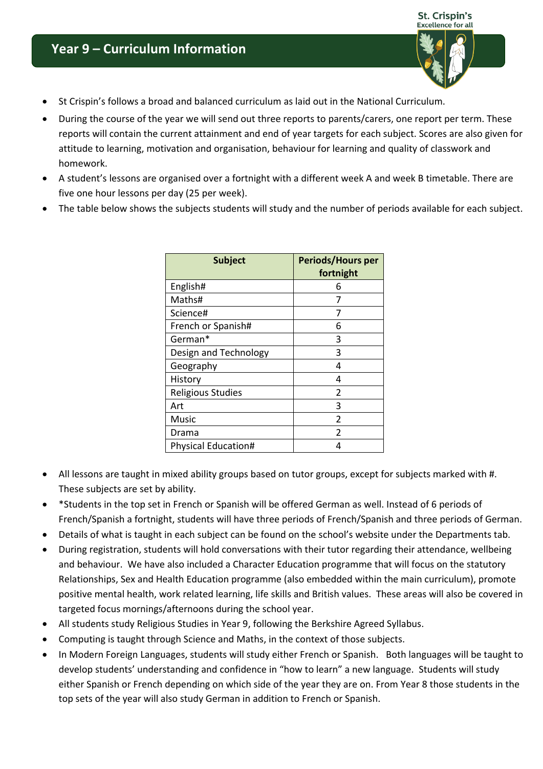# Year 9 – Curriculum Information

St. Crispin's
Excellence for all

- St Crispin's follows a broad and balanced curriculum as laid out in the National Curriculum.
- During the course of the year we will send out three reports to parents/carers, one report per term. These reports will contain the current attainment and end of year targets for each subject. Scores are also given for attitude to learning, motivation and organisation, behaviour for learning and quality of classwork and homework.
- A student's lessons are organised over a fortnight with a different week A and week B timetable. There are five one hour lessons per day (25 per week).
- The table below shows the subjects students will study and the number of periods available for each subject.

| Subject | Periods/Hours per fortnight |
|---|---|
| English# | 6 |
| Maths# | 7 |
| Science# | 7 |
| French or Spanish# | 6 |
| German* | 3 |
| Design and Technology | 3 |
| Geography | 4 |
| History | 4 |
| Religious Studies | 2 |
| Art | 3 |
| Music | 2 |
| Drama | 2 |
| Physical Education# | 4 |

- All lessons are taught in mixed ability groups based on tutor groups, except for subjects marked with #. These subjects are set by ability.
- *Students in the top set in French or Spanish will be offered German as well. Instead of 6 periods of French/Spanish a fortnight, students will have three periods of French/Spanish and three periods of German.
- Details of what is taught in each subject can be found on the school's website under the Departments tab.
- During registration, students will hold conversations with their tutor regarding their attendance, wellbeing and behaviour. We have also included a Character Education programme that will focus on the statutory Relationships, Sex and Health Education programme (also embedded within the main curriculum), promote positive mental health, work related learning, life skills and British values. These areas will also be covered in targeted focus mornings/afternoons during the school year.
- All students study Religious Studies in Year 9, following the Berkshire Agreed Syllabus.
- Computing is taught through Science and Maths, in the context of those subjects.
- In Modern Foreign Languages, students will study either French or Spanish. Both languages will be taught to develop students' understanding and confidence in "how to learn" a new language. Students will study either Spanish or French depending on which side of the year they are on. From Year 8 those students in the top sets of the year will also study German in addition to French or Spanish.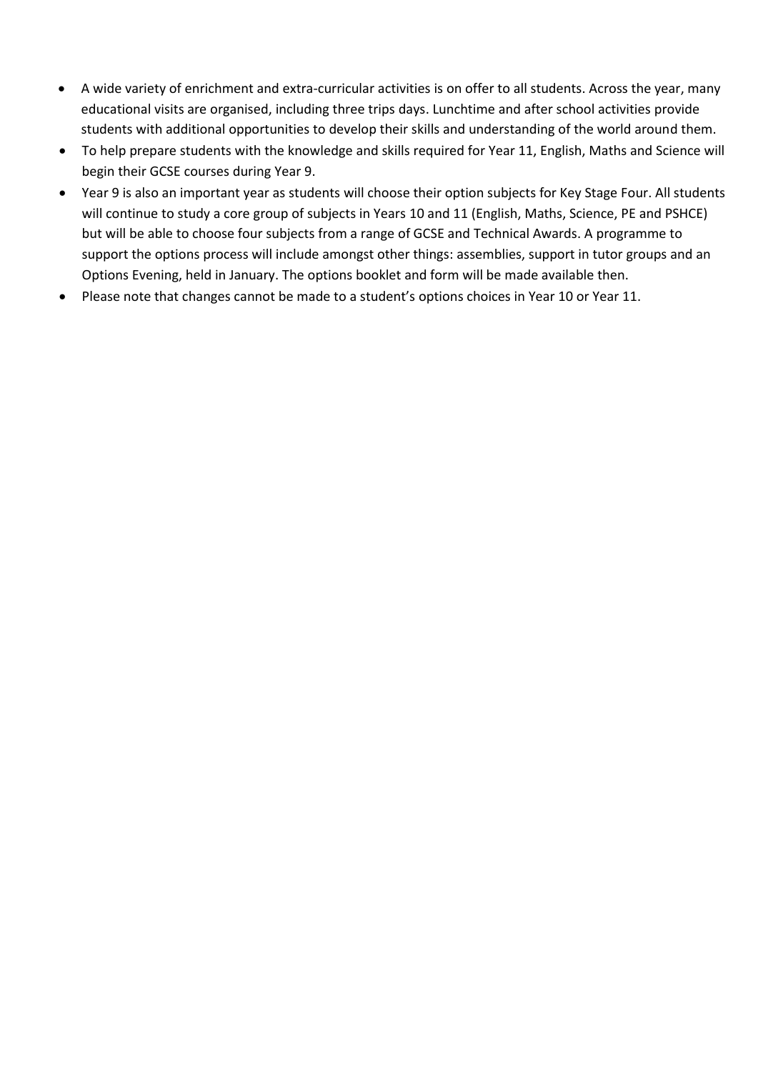- A wide variety of enrichment and extra-curricular activities is on offer to all students. Across the year, many educational visits are organised, including three trips days. Lunchtime and after school activities provide students with additional opportunities to develop their skills and understanding of the world around them.
- To help prepare students with the knowledge and skills required for Year 11, English, Maths and Science will begin their GCSE courses during Year 9.
- Year 9 is also an important year as students will choose their option subjects for Key Stage Four. All students will continue to study a core group of subjects in Years 10 and 11 (English, Maths, Science, PE and PSHCE) but will be able to choose four subjects from a range of GCSE and Technical Awards. A programme to support the options process will include amongst other things: assemblies, support in tutor groups and an Options Evening, held in January. The options booklet and form will be made available then.
- Please note that changes cannot be made to a student's options choices in Year 10 or Year 11.